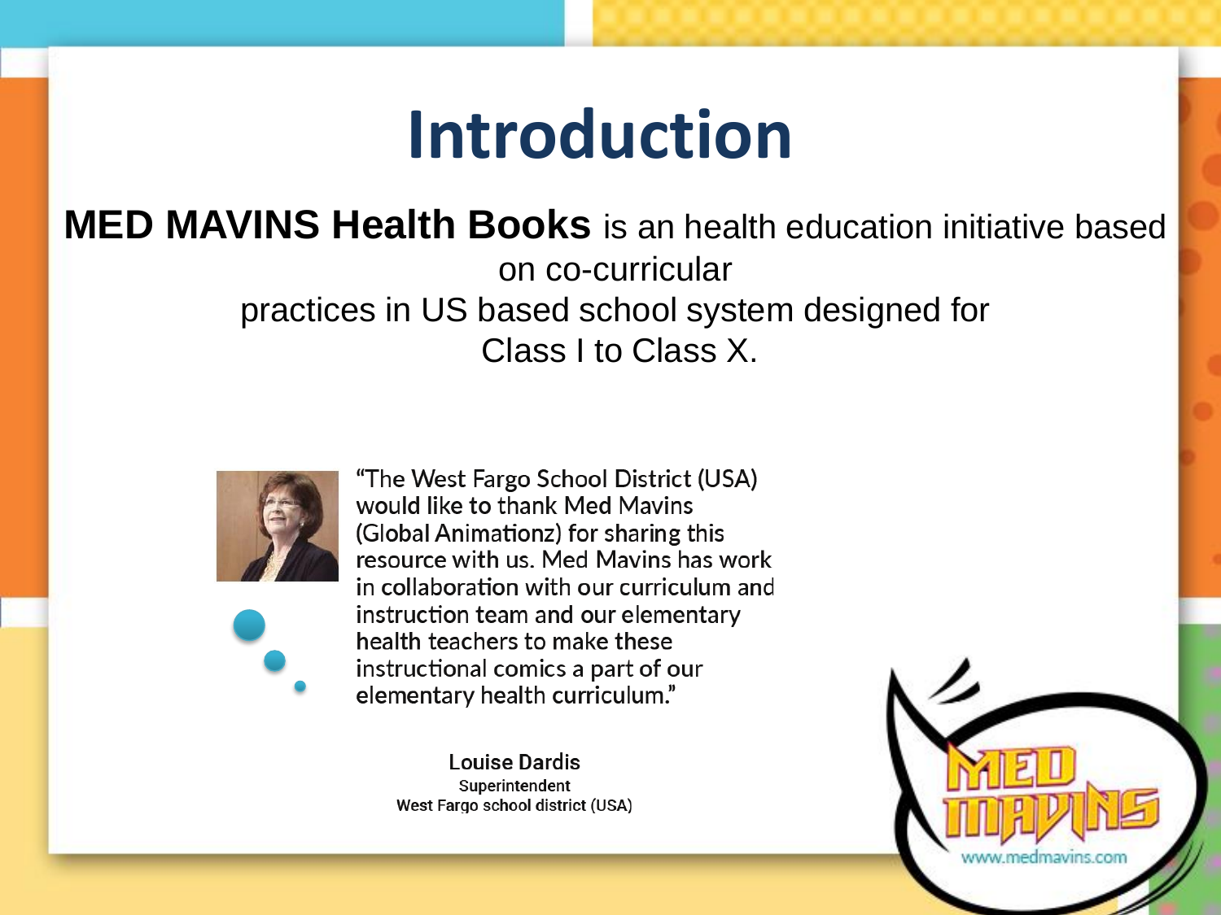# Introduction

**MED MAVINS Health Books** is an health education initiative based on co-curricular practices in US based school system designed for Class I to Class X.

"The West Fargo School District (USA) would like to thank Med Mavins (Global Animationz) for sharing this resource with us. Med Mavins has work in collaboration with our curriculum and instruction team and our elementary health teachers to make these instructional comics a part of our elementary health curriculum."

**Louise Dardis**
Superintendent
West Fargo school district (USA)

MED MAVINS
www.medmavins.com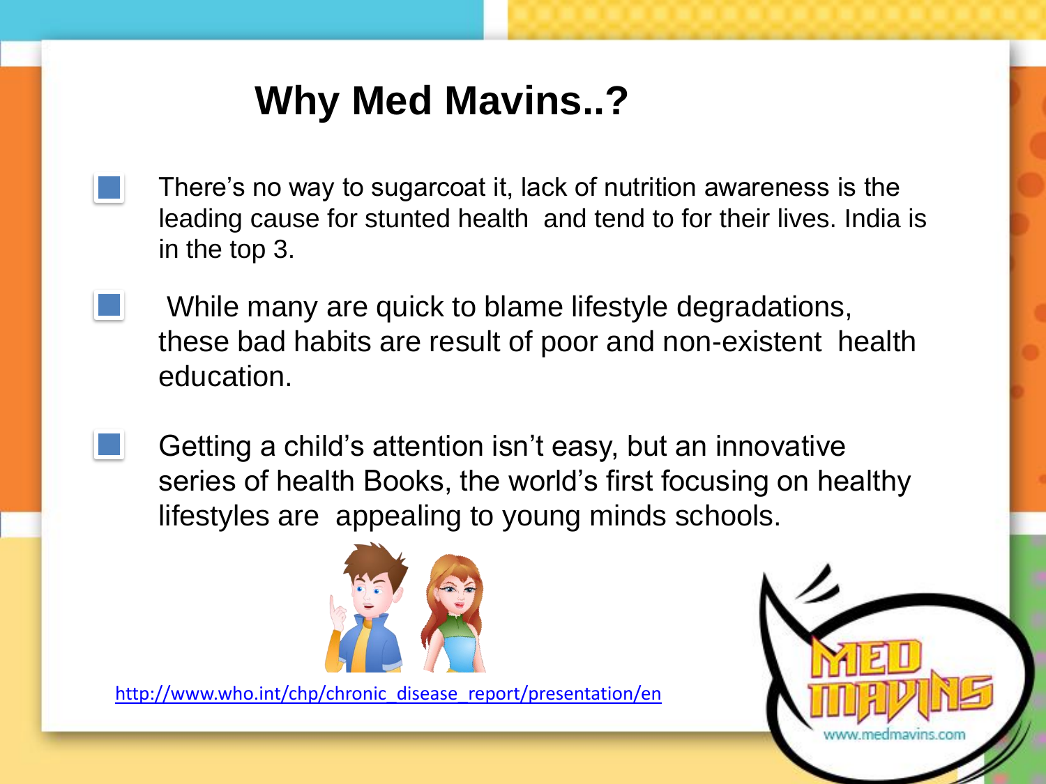# Why Med Mavins..?

- There's no way to sugarcoat it, lack of nutrition awareness is the leading cause for stunted health and tend to for their lives. India is in the top 3.
- While many are quick to blame lifestyle degradations, these bad habits are result of poor and non-existent health education.
- Getting a child's attention isn't easy, but an innovative series of health Books, the world's first focusing on healthy lifestyles are appealing to young minds schools.

http://www.who.int/chp/chronic_disease_report/presentation/en

MED MAVINS
www.medmavins.com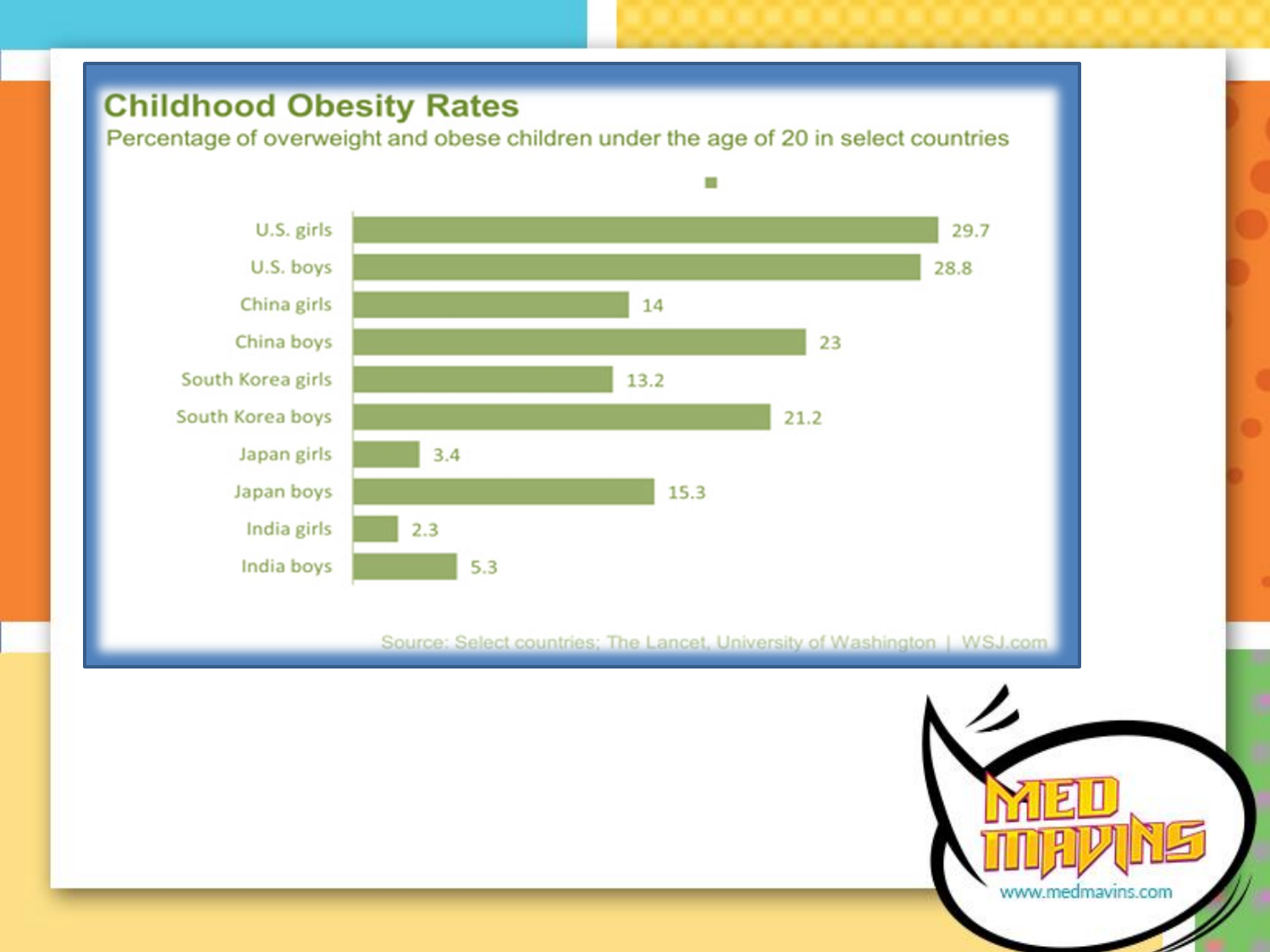## Childhood Obesity Rates

Percentage of overweight and obese children under the age of 20 in select countries

U.S. girls 29.7
U.S. boys 28.8
China girls 14
China boys 23
South Korea girls 13.2
South Korea boys 21.2
Japan girls 3.4
Japan boys 15.3
India girls 2.3
India boys 5.3

Source: Select countries; The Lancet, University of Washington | WSJ.com

MED MAVINS
www.medmavins.com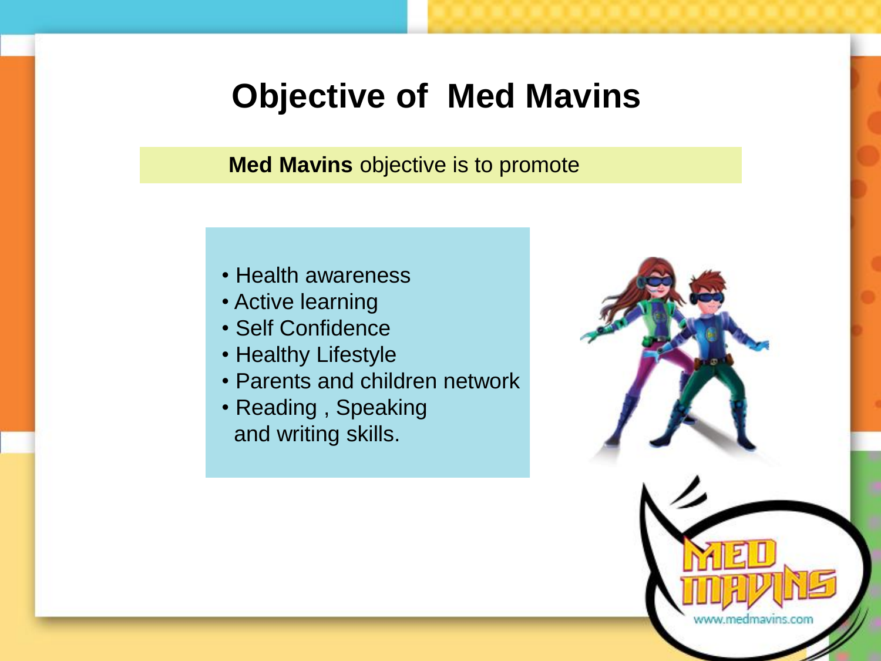# Objective of Med Mavins

**Med Mavins** objective is to promote

- Health awareness
- Active learning
- Self Confidence
- Healthy Lifestyle
- Parents and children network
- Reading , Speaking and writing skills.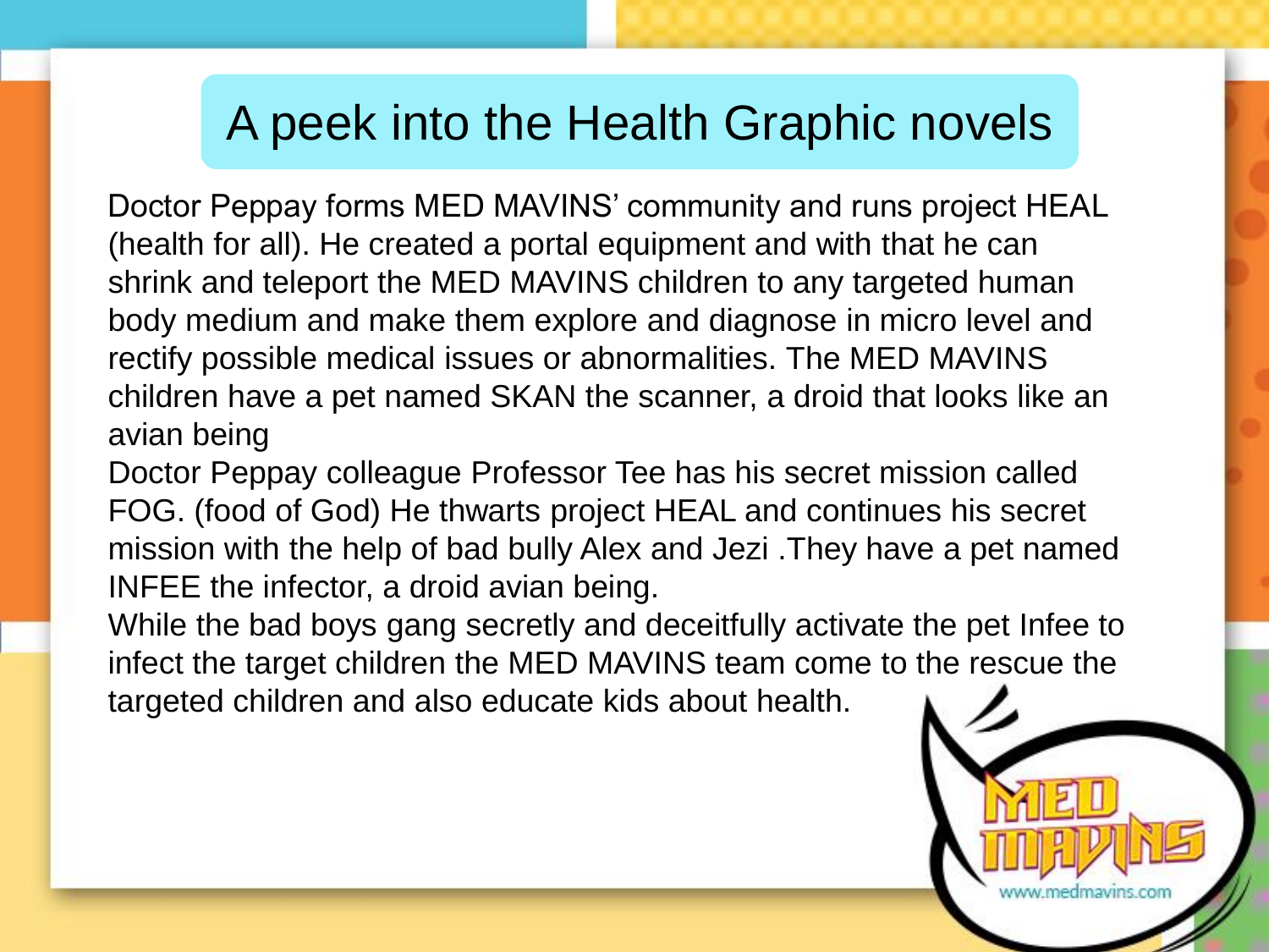# A peek into the Health Graphic novels

Doctor Peppay forms MED MAVINS' community and runs project HEAL (health for all). He created a portal equipment and with that he can shrink and teleport the MED MAVINS children to any targeted human body medium and make them explore and diagnose in micro level and rectify possible medical issues or abnormalities. The MED MAVINS children have a pet named SKAN the scanner, a droid that looks like an avian being

Doctor Peppay colleague Professor Tee has his secret mission called FOG. (food of God) He thwarts project HEAL and continues his secret mission with the help of bad bully Alex and Jezi .They have a pet named INFEE the infector, a droid avian being.

While the bad boys gang secretly and deceitfully activate the pet Infee to infect the target children the MED MAVINS team come to the rescue the targeted children and also educate kids about health.

MED MAVINS
www.medmavins.com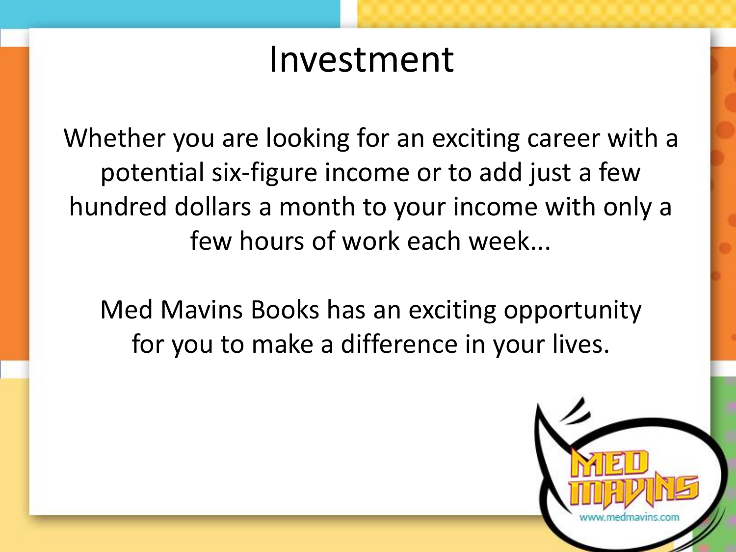# Investment

Whether you are looking for an exciting career with a potential six-figure income or to add just a few hundred dollars a month to your income with only a few hours of work each week...

Med Mavins Books has an exciting opportunity for you to make a difference in your lives.

MED MAVINS

www.medmavins.com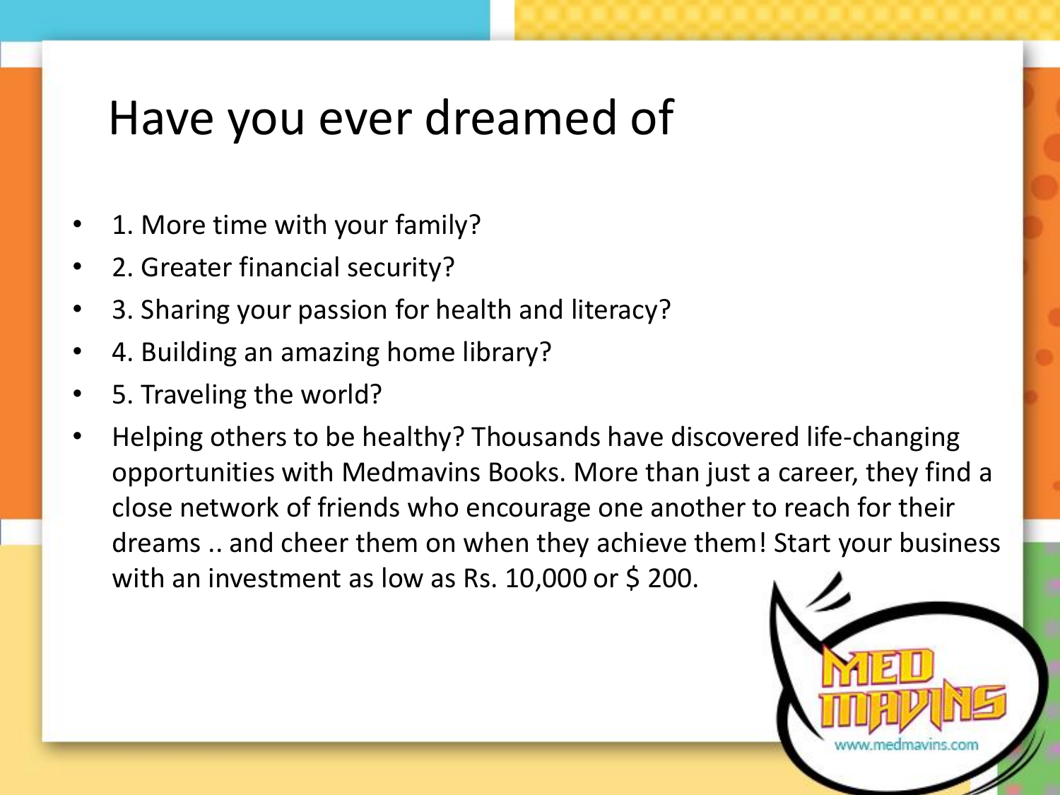# Have you ever dreamed of

- 1. More time with your family?
- 2. Greater financial security?
- 3. Sharing your passion for health and literacy?
- 4. Building an amazing home library?
- 5. Traveling the world?
- Helping others to be healthy? Thousands have discovered life-changing opportunities with Medmavins Books. More than just a career, they find a close network of friends who encourage one another to reach for their dreams .. and cheer them on when they achieve them! Start your business with an investment as low as Rs. 10,000 or $ 200.

MED MAVINS
www.medmavins.com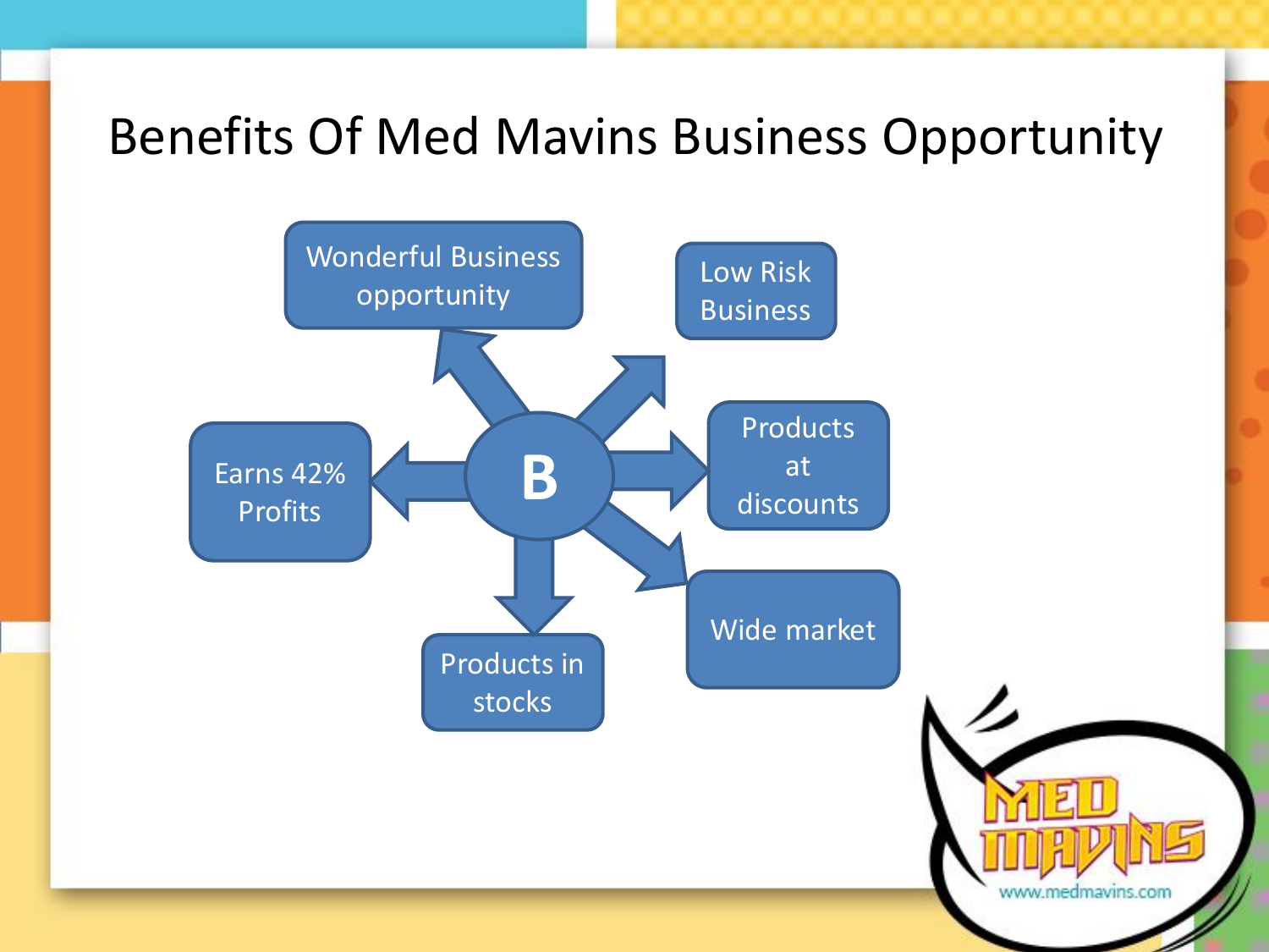# Benefits Of Med Mavins Business Opportunity

B

Wonderful Business opportunity

Low Risk Business

Products at discounts

Wide market

Products in stocks

Earns 42% Profits

MED MAVINS

www.medmavins.com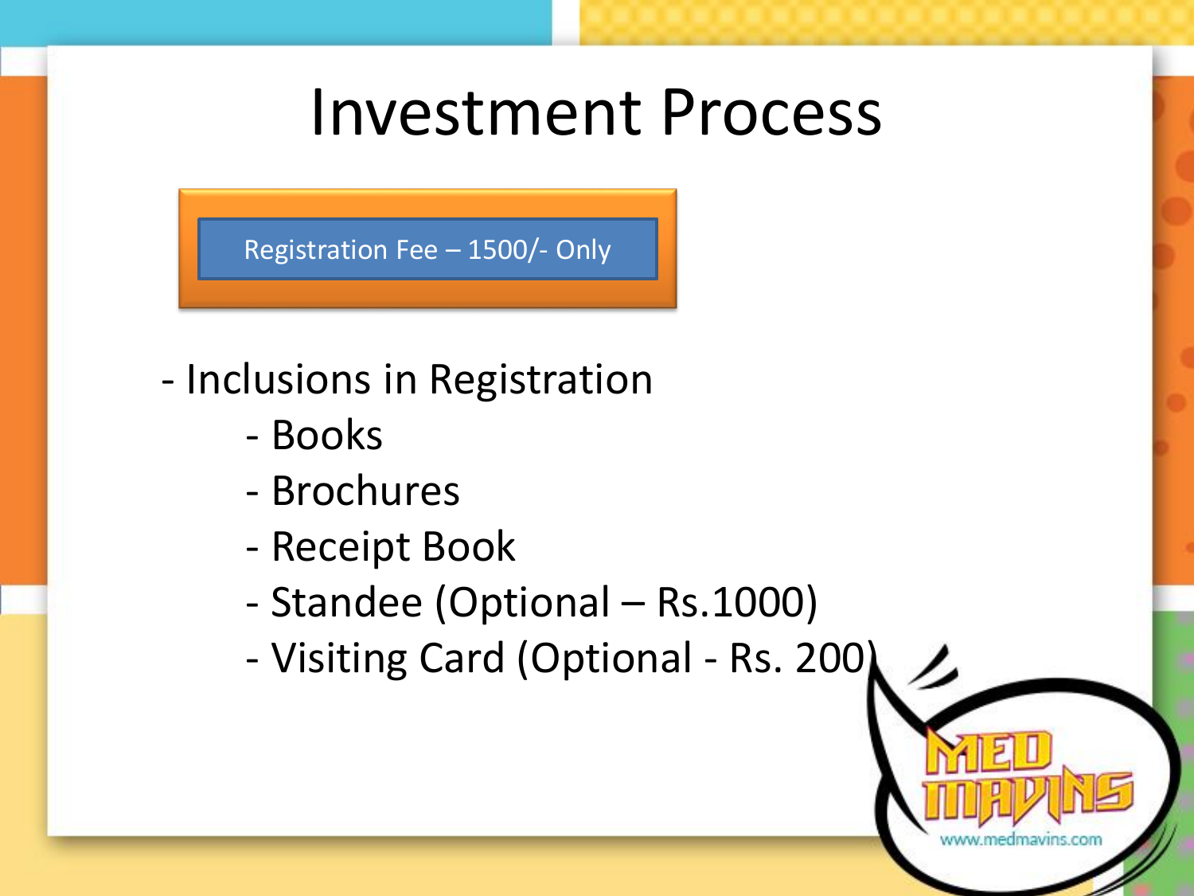# Investment Process

Registration Fee – 1500/- Only

- Inclusions in Registration
  - Books
  - Brochures
  - Receipt Book
  - Standee (Optional – Rs.1000)
  - Visiting Card (Optional - Rs. 200)

MED MAVINS

www.medmavins.com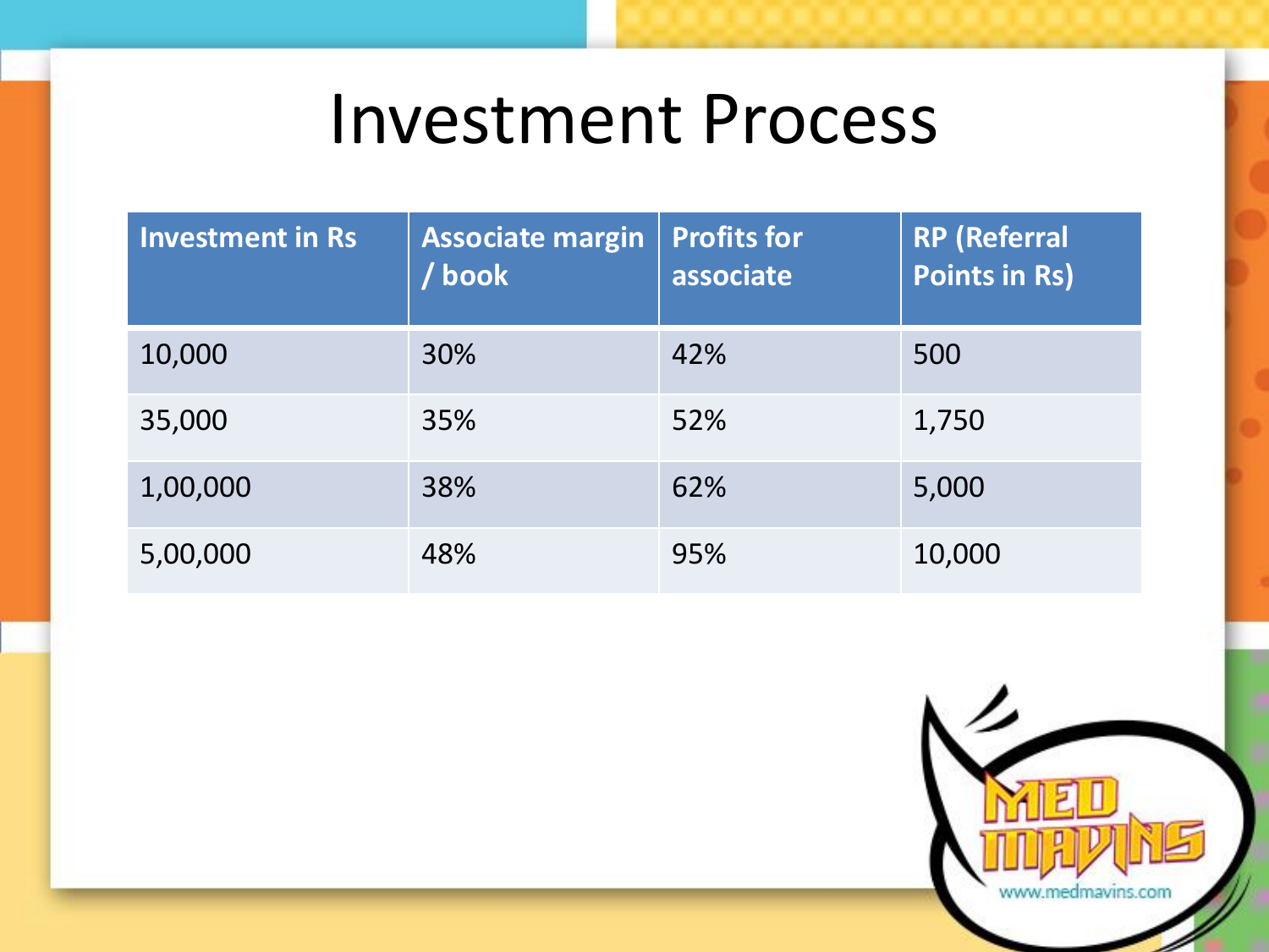# Investment Process

| Investment in Rs | Associate margin / book | Profits for associate | RP (Referral Points in Rs) |
| --- | --- | --- | --- |
| 10,000 | 30% | 42% | 500 |
| 35,000 | 35% | 52% | 1,750 |
| 1,00,000 | 38% | 62% | 5,000 |
| 5,00,000 | 48% | 95% | 10,000 |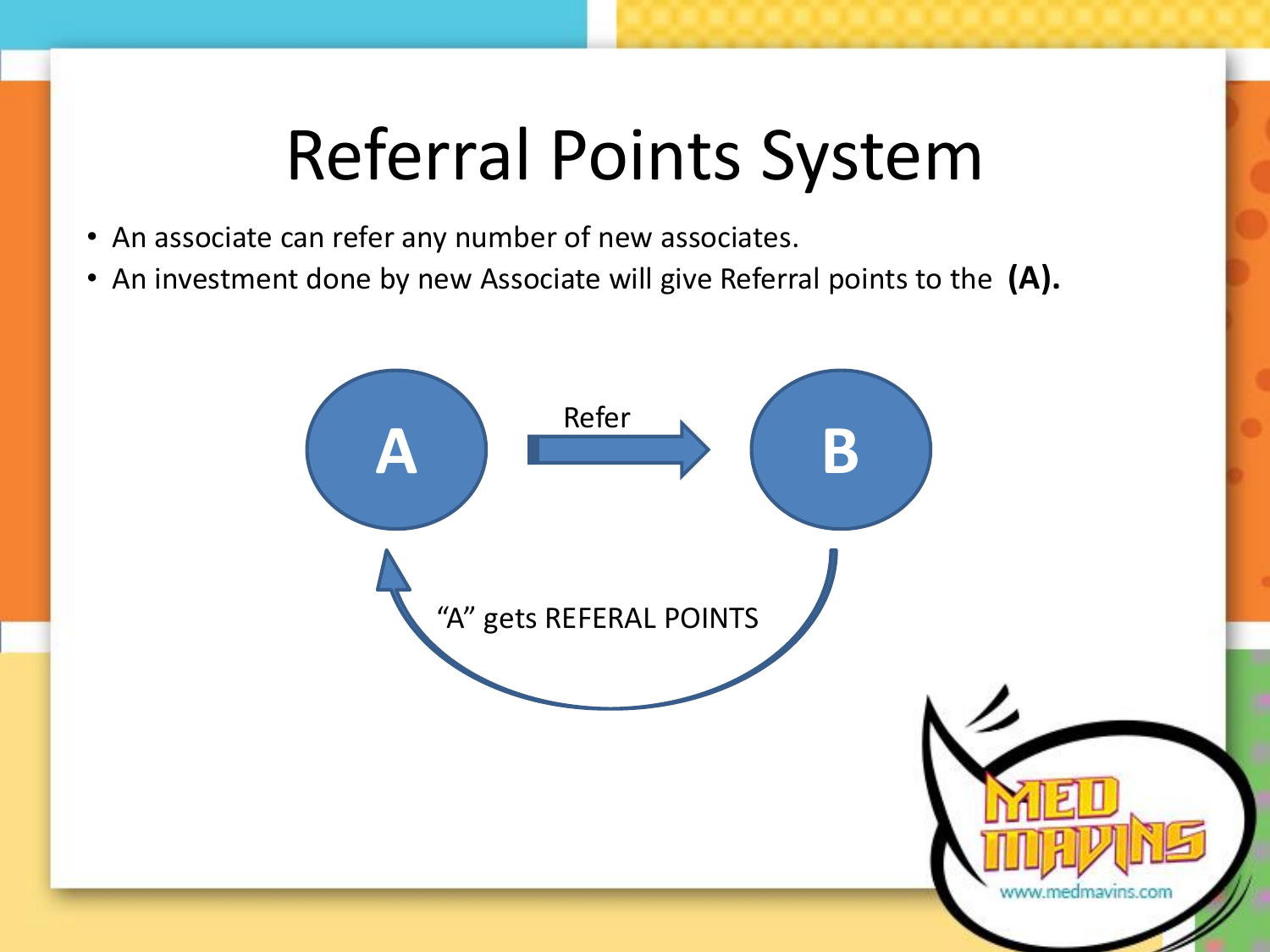# Referral Points System

- An associate can refer any number of new associates.
- An investment done by new Associate will give Referral points to the **(A).**

A

Refer

B

"A" gets REFERAL POINTS

MED MAVINS
www.medmavins.com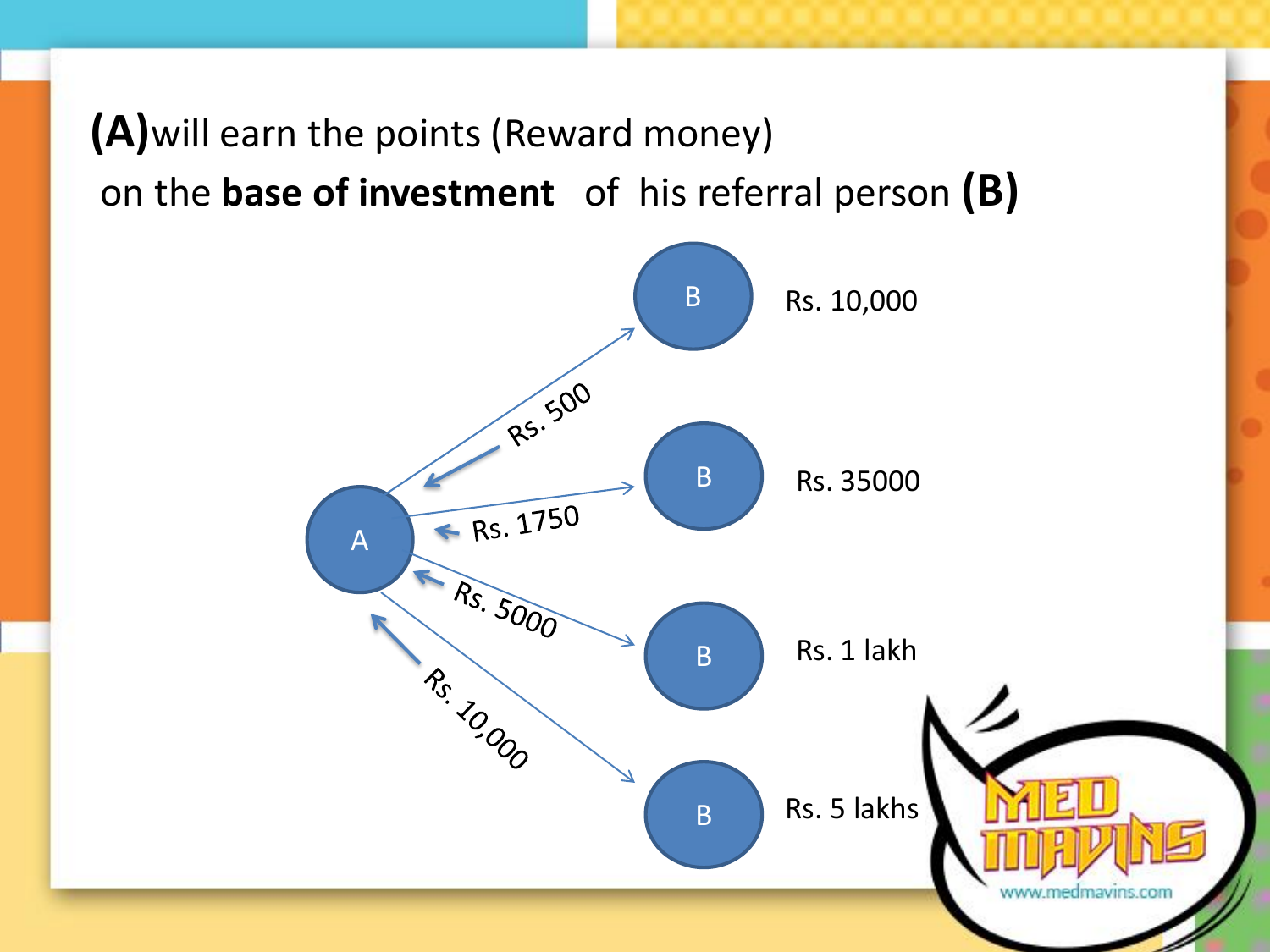**(A)** will earn the points (Reward money) on the **base of investment** of his referral person **(B)**

A

Rs. 500

Rs. 1750

Rs. 5000

Rs. 10,000

B Rs. 10,000

B Rs. 35000

B Rs. 1 lakh

B Rs. 5 lakhs

MED MAVINS

www.medmavins.com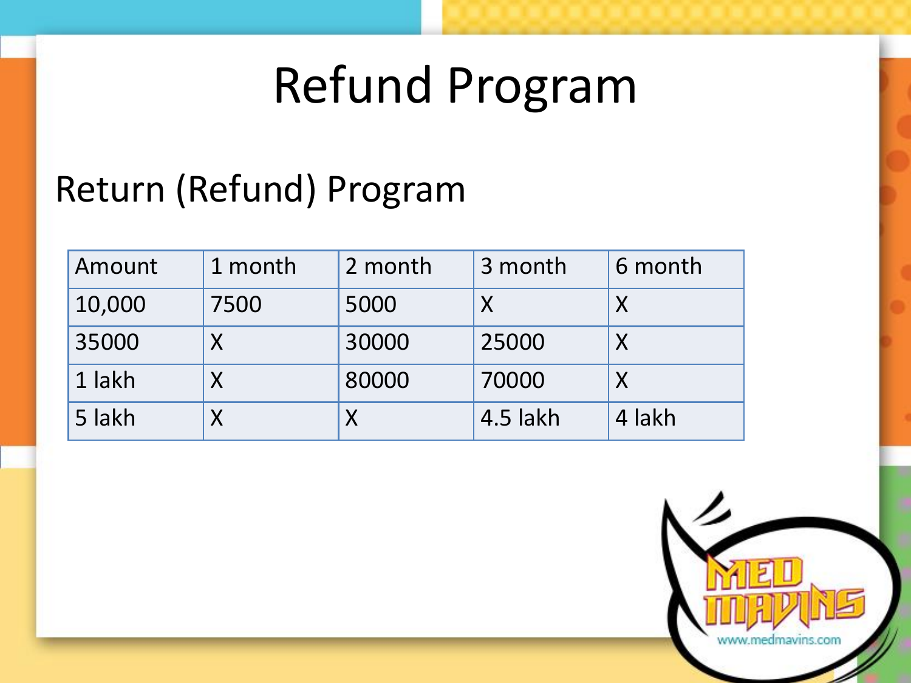# Refund Program

## Return (Refund) Program

| Amount | 1 month | 2 month | 3 month | 6 month |
|---|---|---|---|---|
| 10,000 | 7500 | 5000 | X | X |
| 35000 | X | 30000 | 25000 | X |
| 1 lakh | X | 80000 | 70000 | X |
| 5 lakh | X | X | 4.5 lakh | 4 lakh |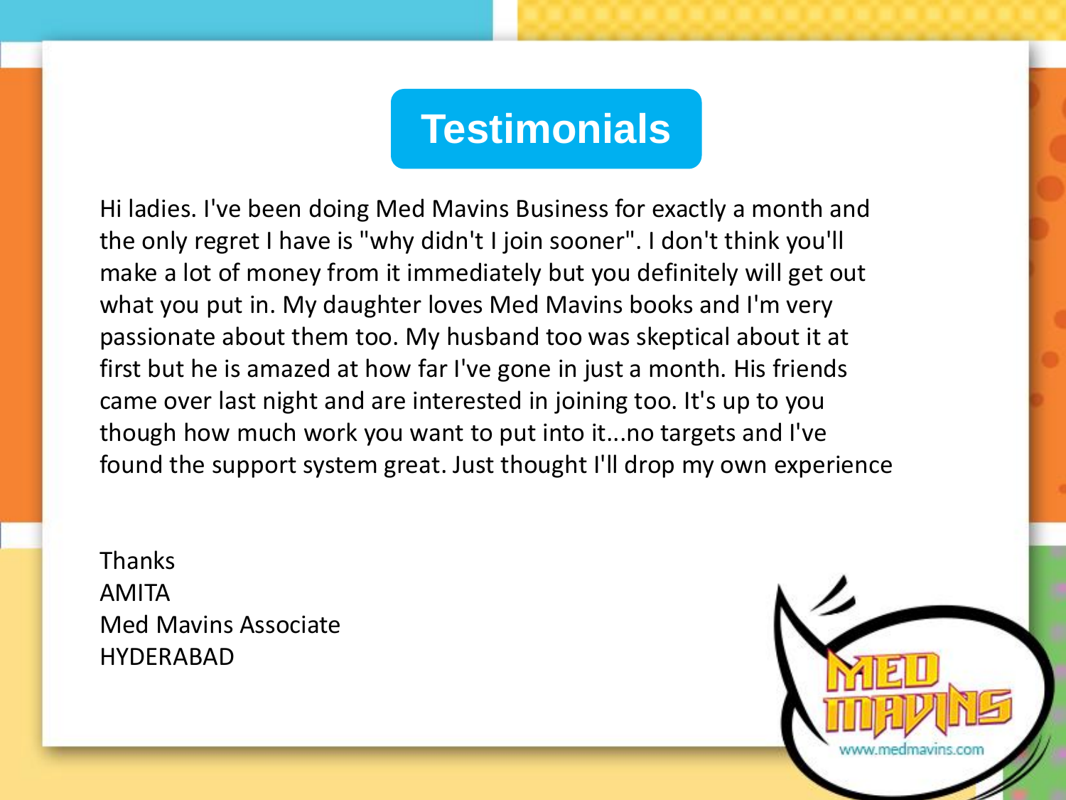# Testimonials

Hi ladies. I've been doing Med Mavins Business for exactly a month and the only regret I have is "why didn't I join sooner". I don't think you'll make a lot of money from it immediately but you definitely will get out what you put in. My daughter loves Med Mavins books and I'm very passionate about them too. My husband too was skeptical about it at first but he is amazed at how far I've gone in just a month. His friends came over last night and are interested in joining too. It's up to you though how much work you want to put into it...no targets and I've found the support system great. Just thought I'll drop my own experience

Thanks
AMITA
Med Mavins Associate
HYDERABAD

MED MAVINS
www.medmavins.com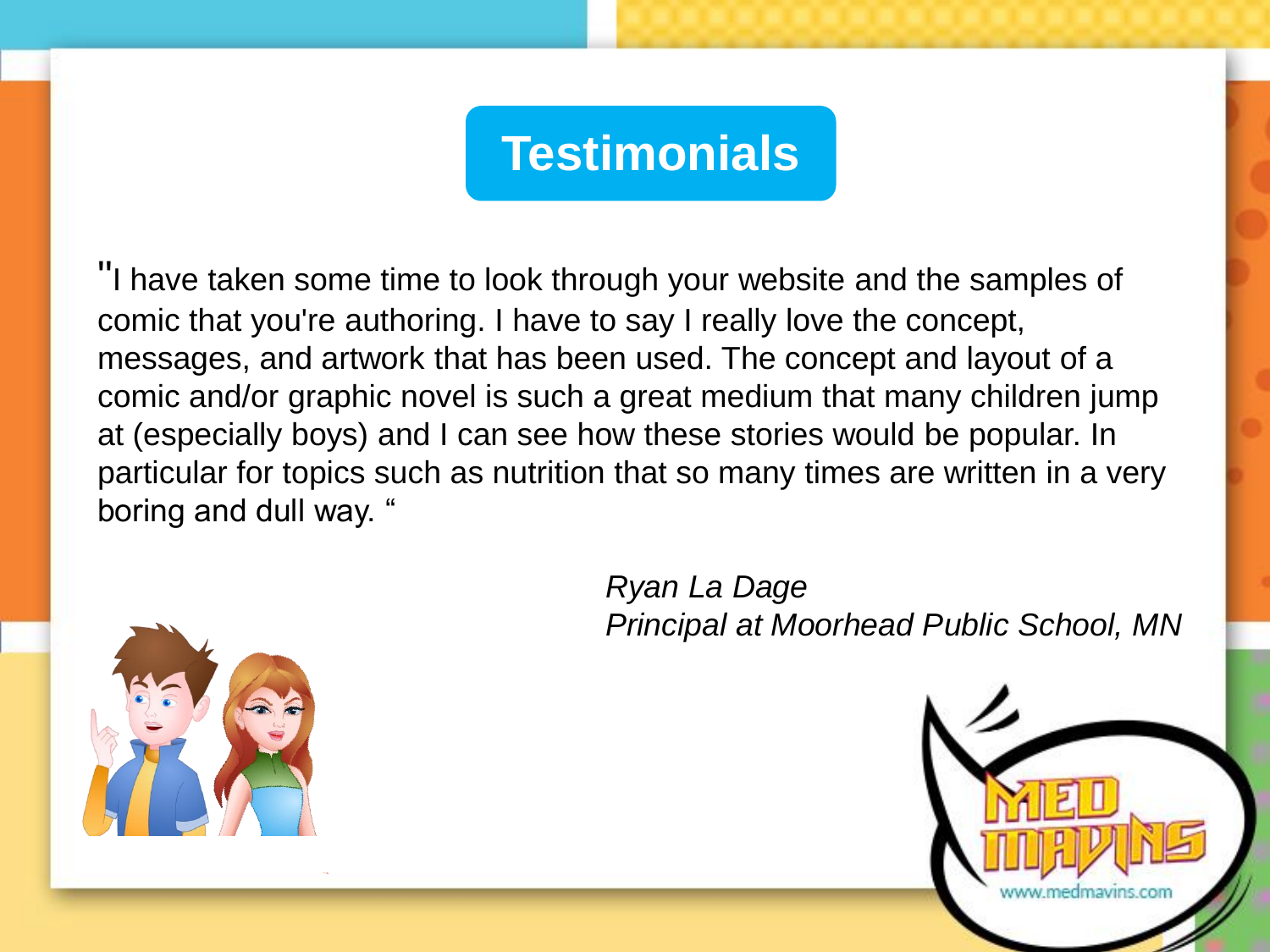# Testimonials

"I have taken some time to look through your website and the samples of comic that you're authoring. I have to say I really love the concept, messages, and artwork that has been used. The concept and layout of a comic and/or graphic novel is such a great medium that many children jump at (especially boys) and I can see how these stories would be popular. In particular for topics such as nutrition that so many times are written in a very boring and dull way. "

*Ryan La Dage*
*Principal at Moorhead Public School, MN*

MED MAVINS
www.medmavins.com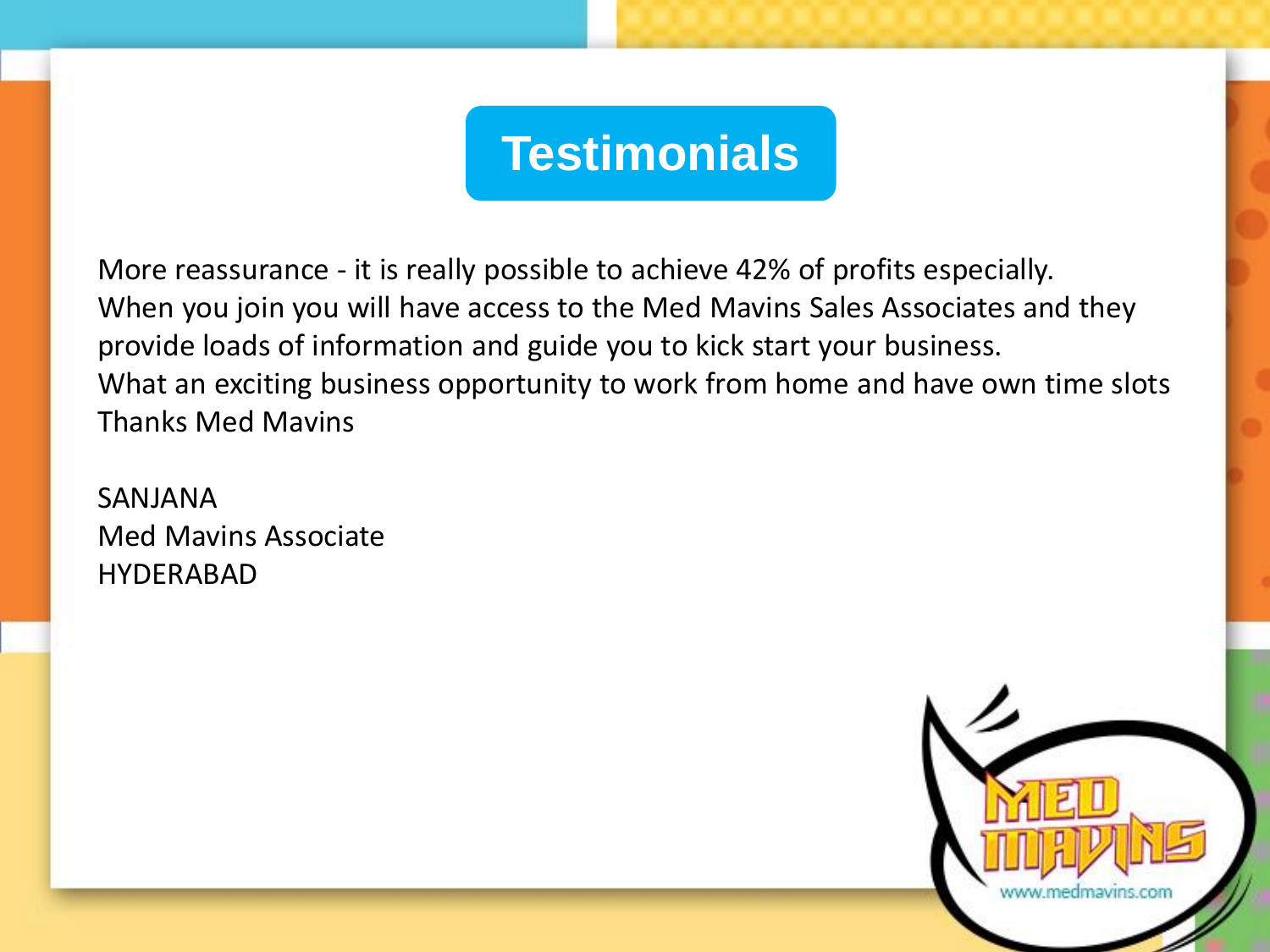# Testimonials

More reassurance - it is really possible to achieve 42% of profits especially.
When you join you will have access to the Med Mavins Sales Associates and they provide loads of information and guide you to kick start your business.
What an exciting business opportunity to work from home and have own time slots
Thanks Med Mavins

SANJANA
Med Mavins Associate
HYDERABAD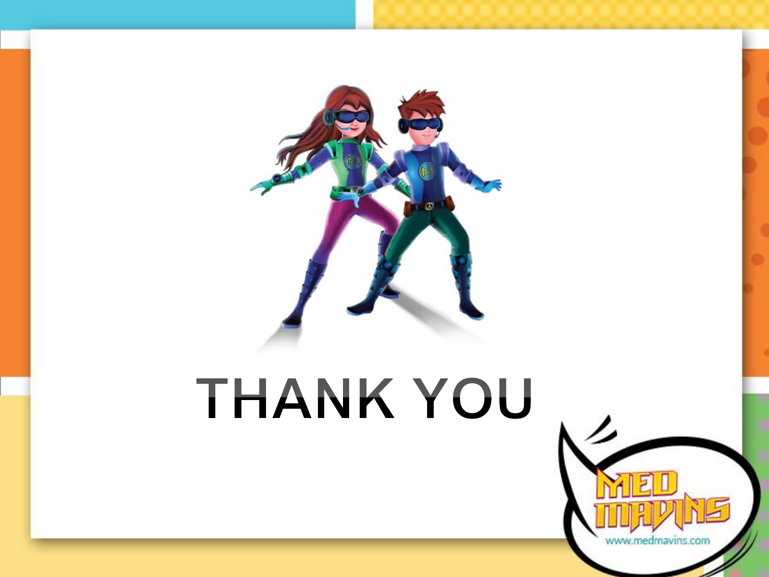# THANK YOU

MED MAVINS

www.medmavins.com